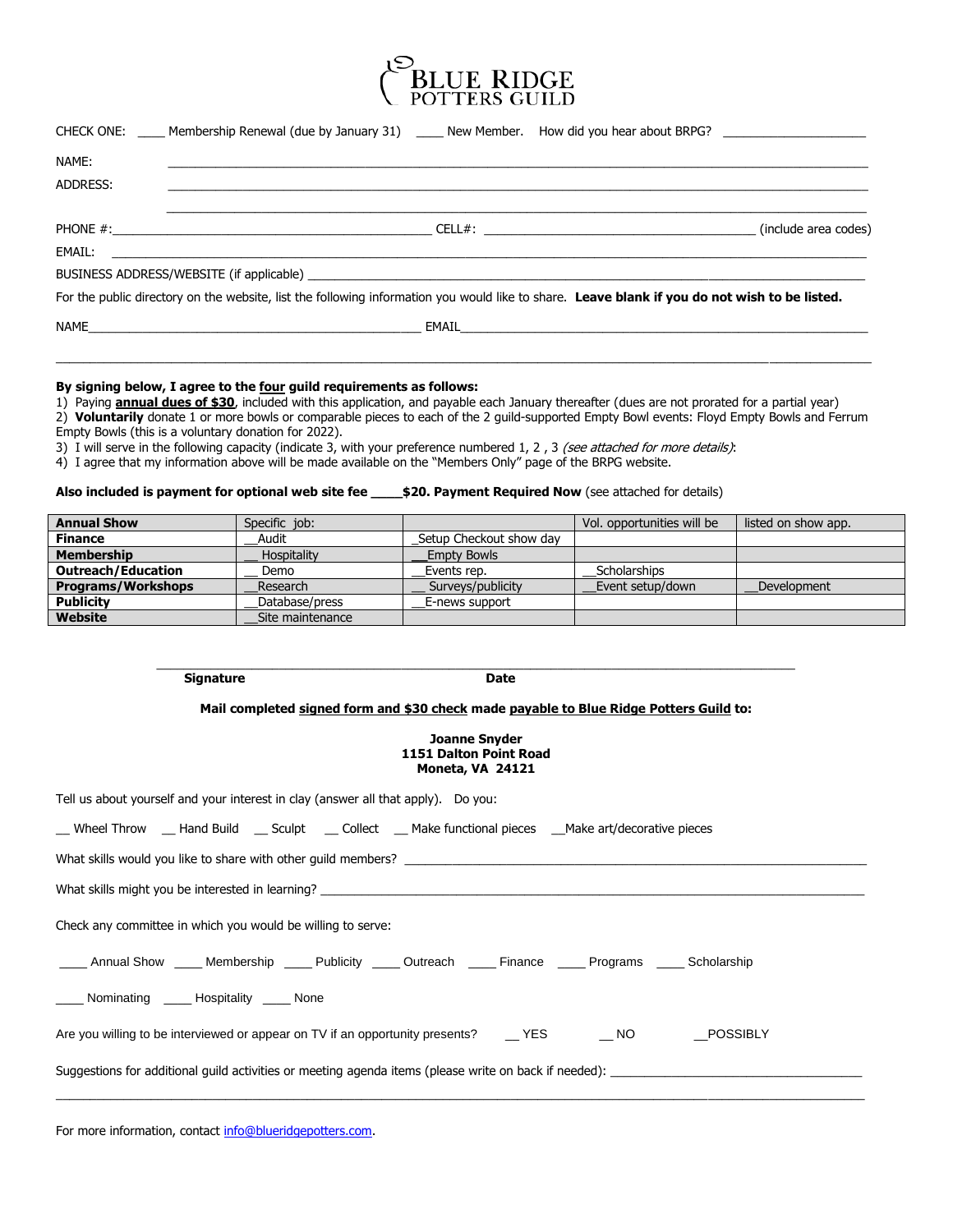# BLUE RIDGE POTTERS GUILD

CHECK ONE: ____ Membership Renewal (due by January 31) ____ New Member. How did you hear about BRPG? ____________________

NAME: ____________________________________________

ADDRESS: ____________________________________________

____________________________________________

PHONE #:______________________________ CELL#: ______________________________ (include area codes)

EMAIL: ____________________________________________

BUSINESS ADDRESS/WEBSITE (if applicable) ____________________________________________

For the public directory on the website, list the following information you would like to share. **Leave blank if you do not wish to be listed.**

NAME______________________________ EMAIL______________________________

---

**By signing below, I agree to the four guild requirements as follows:**

1) Paying **annual dues of $30**, included with this application, and payable each January thereafter (dues are not prorated for a partial year)
2) **Voluntarily** donate 1 or more bowls or comparable pieces to each of the 2 guild-supported Empty Bowl events: Floyd Empty Bowls and Ferrum Empty Bowls (this is a voluntary donation for 2022).
3) I will serve in the following capacity (indicate 3, with your preference numbered 1, 2 , 3 *(see attached for more details)*:
4) I agree that my information above will be made available on the "Members Only" page of the BRPG website.

**Also included is payment for optional web site fee ____$20. Payment Required Now** (see attached for details)

| **Annual Show** | Specific job: | | Vol. opportunities will be | listed on show app. |
|---|---|---|---|---|
| **Finance** | __Audit | _Setup Checkout show day | | |
| **Membership** | __ Hospitality | __Empty Bowls | | |
| **Outreach/Education** | __ Demo | __Events rep. | __Scholarships | |
| **Programs/Workshops** | __Research | __ Surveys/publicity | __Event setup/down | __Development |
| **Publicity** | __Database/press | __E-news support | | |
| **Website** | __Site maintenance | | | |

______________________________________________

**Signature** **Date**

**Mail completed signed form and $30 check made payable to Blue Ridge Potters Guild to:**

**Joanne Snyder**
**1151 Dalton Point Road**
**Moneta, VA 24121**

Tell us about yourself and your interest in clay (answer all that apply). Do you:

__ Wheel Throw __ Hand Build __ Sculpt __ Collect __ Make functional pieces __Make art/decorative pieces

What skills would you like to share with other guild members? ____________________________________________

What skills might you be interested in learning? ____________________________________________

Check any committee in which you would be willing to serve:

____ Annual Show ____ Membership ____ Publicity ____ Outreach ____ Finance ____ Programs ____ Scholarship

____ Nominating ____ Hospitality ____ None

Are you willing to be interviewed or appear on TV if an opportunity presents? __ YES __ NO __POSSIBLY

Suggestions for additional guild activities or meeting agenda items (please write on back if needed): ____________________________________________

____________________________________________

For more information, contact info@blueridgepotters.com.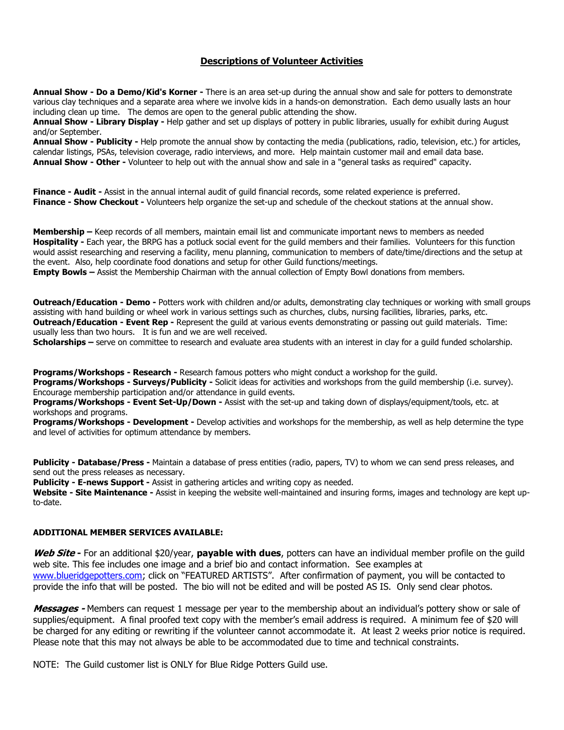## Descriptions of Volunteer Activities

**Annual Show - Do a Demo/Kid's Korner -** There is an area set-up during the annual show and sale for potters to demonstrate various clay techniques and a separate area where we involve kids in a hands-on demonstration. Each demo usually lasts an hour including clean up time. The demos are open to the general public attending the show.
**Annual Show - Library Display -** Help gather and set up displays of pottery in public libraries, usually for exhibit during August and/or September.
**Annual Show - Publicity -** Help promote the annual show by contacting the media (publications, radio, television, etc.) for articles, calendar listings, PSAs, television coverage, radio interviews, and more. Help maintain customer mail and email data base.
**Annual Show - Other -** Volunteer to help out with the annual show and sale in a "general tasks as required" capacity.

**Finance - Audit -** Assist in the annual internal audit of guild financial records, some related experience is preferred.
**Finance - Show Checkout -** Volunteers help organize the set-up and schedule of the checkout stations at the annual show.

**Membership –** Keep records of all members, maintain email list and communicate important news to members as needed
**Hospitality -** Each year, the BRPG has a potluck social event for the guild members and their families. Volunteers for this function would assist researching and reserving a facility, menu planning, communication to members of date/time/directions and the setup at the event. Also, help coordinate food donations and setup for other Guild functions/meetings.
**Empty Bowls –** Assist the Membership Chairman with the annual collection of Empty Bowl donations from members.

**Outreach/Education - Demo -** Potters work with children and/or adults, demonstrating clay techniques or working with small groups assisting with hand building or wheel work in various settings such as churches, clubs, nursing facilities, libraries, parks, etc.
**Outreach/Education - Event Rep -** Represent the guild at various events demonstrating or passing out guild materials. Time: usually less than two hours. It is fun and we are well received.
**Scholarships –** serve on committee to research and evaluate area students with an interest in clay for a guild funded scholarship.

**Programs/Workshops - Research -** Research famous potters who might conduct a workshop for the guild.
**Programs/Workshops - Surveys/Publicity -** Solicit ideas for activities and workshops from the guild membership (i.e. survey). Encourage membership participation and/or attendance in guild events.
**Programs/Workshops - Event Set-Up/Down -** Assist with the set-up and taking down of displays/equipment/tools, etc. at workshops and programs.
**Programs/Workshops - Development -** Develop activities and workshops for the membership, as well as help determine the type and level of activities for optimum attendance by members.

**Publicity - Database/Press -** Maintain a database of press entities (radio, papers, TV) to whom we can send press releases, and send out the press releases as necessary.
**Publicity - E-news Support -** Assist in gathering articles and writing copy as needed.
**Website - Site Maintenance -** Assist in keeping the website well-maintained and insuring forms, images and technology are kept up-to-date.

**ADDITIONAL MEMBER SERVICES AVAILABLE:**

***Web Site* -** For an additional $20/year, **payable with dues**, potters can have an individual member profile on the guild web site. This fee includes one image and a brief bio and contact information. See examples at [www.blueridgepotters.com](http://www.blueridgepotters.com); click on "FEATURED ARTISTS". After confirmation of payment, you will be contacted to provide the info that will be posted. The bio will not be edited and will be posted AS IS. Only send clear photos.

***Messages* -** Members can request 1 message per year to the membership about an individual's pottery show or sale of supplies/equipment. A final proofed text copy with the member's email address is required. A minimum fee of $20 will be charged for any editing or rewriting if the volunteer cannot accommodate it. At least 2 weeks prior notice is required. Please note that this may not always be able to be accommodated due to time and technical constraints.

NOTE: The Guild customer list is ONLY for Blue Ridge Potters Guild use.